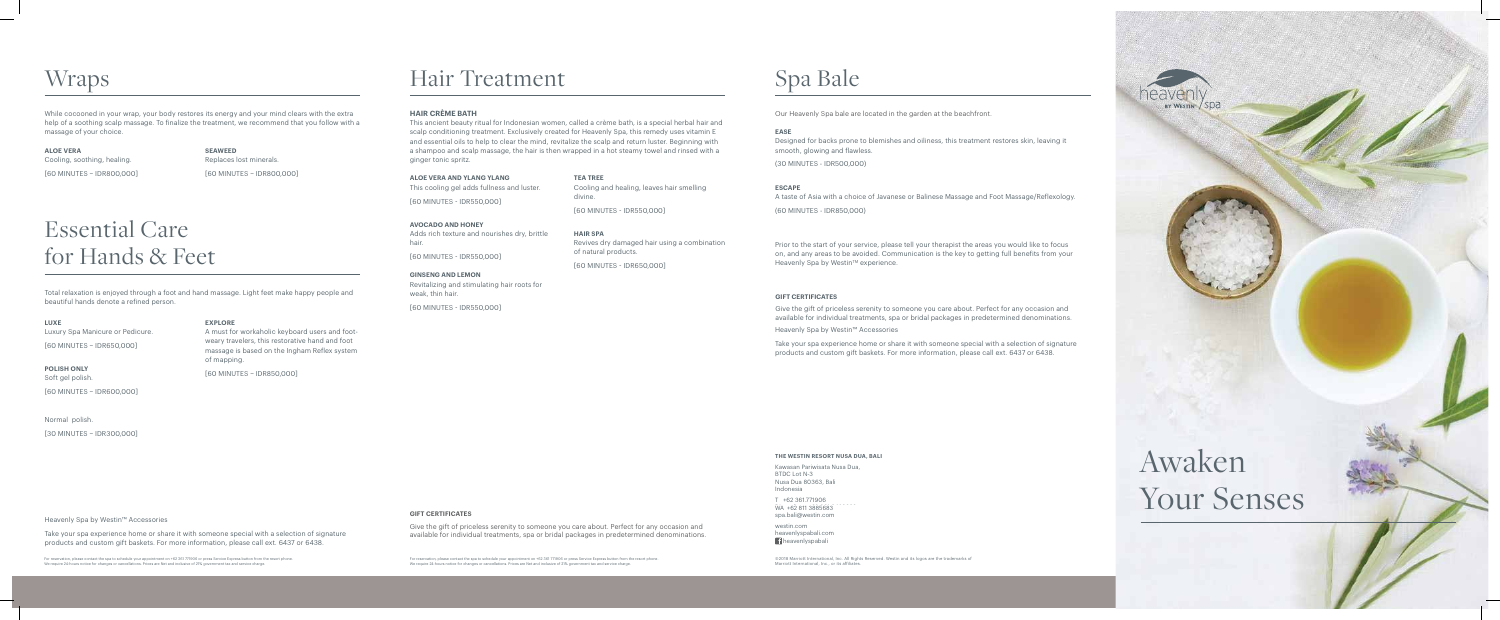# Wraps

While cocooned in your wrap, your body restores its energy and your mind clears with the extra help of a soothing scalp massage. To finalize the treatment, we recommend that you follow with a massage of your choice.

**ALOE VERA**
Cooling, soothing, healing.
[60 MINUTES – IDR800,000]

**SEAWEED**
Replaces lost minerals.
[60 MINUTES – IDR800,000]

# Essential Care for Hands & Feet

Total relaxation is enjoyed through a foot and hand massage. Light feet make happy people and beautiful hands denote a refined person.

**LUXE**
Luxury Spa Manicure or Pedicure.
[60 MINUTES – IDR650,000]

**POLISH ONLY**
Soft gel polish.
[60 MINUTES – IDR600,000]

Normal polish.
[30 MINUTES – IDR300,000]

**EXPLORE**
A must for workaholic keyboard users and foot-weary travelers, this restorative hand and foot massage is based on the Ingham Reflex system of mapping.
[60 MINUTES – IDR850,000]

Heavenly Spa by Westin™ Accessories

Take your spa experience home or share it with someone special with a selection of signature products and custom gift baskets. For more information, please call ext. 6437 or 6438.

# Hair Treatment

**HAIR CRÈME BATH**
This ancient beauty ritual for Indonesian women, called a crème bath, is a special herbal hair and scalp conditioning treatment. Exclusively created for Heavenly Spa, this remedy uses vitamin E and essential oils to help to clear the mind, revitalize the scalp and return luster. Beginning with a shampoo and scalp massage, the hair is then wrapped in a hot steamy towel and rinsed with a ginger tonic spritz.

**ALOE VERA AND YLANG YLANG**
This cooling gel adds fullness and luster.
[60 MINUTES - IDR550,000]

**AVOCADO AND HONEY**
Adds rich texture and nourishes dry, brittle hair.
[60 MINUTES - IDR550,000]

**GINSENG AND LEMON**
Revitalizing and stimulating hair roots for weak, thin hair.
[60 MINUTES - IDR550,000]

**TEA TREE**
Cooling and healing, leaves hair smelling divine.
[60 MINUTES - IDR550,000]

**HAIR SPA**
Revives dry damaged hair using a combination of natural products.
[60 MINUTES - IDR650,000]

**GIFT CERTIFICATES**

Give the gift of priceless serenity to someone you care about. Perfect for any occasion and available for individual treatments, spa or bridal packages in predetermined denominations.

# Spa Bale

Our Heavenly Spa bale are located in the garden at the beachfront.

**EASE**
Designed for backs prone to blemishes and oiliness, this treatment restores skin, leaving it smooth, glowing and flawless.
(30 MINUTES - IDR500,000)

**ESCAPE**
A taste of Asia with a choice of Javanese or Balinese Massage and Foot Massage/Reflexology.
(60 MINUTES - IDR850,000)

Prior to the start of your service, please tell your therapist the areas you would like to focus on, and any areas to be avoided. Communication is the key to getting full benefits from your Heavenly Spa by Westin™ experience.

**GIFT CERTIFICATES**

Give the gift of priceless serenity to someone you care about. Perfect for any occasion and available for individual treatments, spa or bridal packages in predetermined denominations.

Heavenly Spa by Westin™ Accessories

Take your spa experience home or share it with someone special with a selection of signature products and custom gift baskets. For more information, please call ext. 6437 or 6438.

**THE WESTIN RESORT NUSA DUA, BALI**

Kawasan Pariwisata Nusa Dua,
BTDC Lot N-3
Nusa Dua 80363, Bali
Indonesia

T +62 361 771906
WA +62 811 3885683
spa.bali@westin.com

westin.com
heavenlyspabali.com
heavenlyspabali

©2018 Marriott International, Inc. All Rights Reserved. Westin and its logos are the trademarks of Marriott International, Inc., or its affiliates.

heavenly spa by Westin

# Awaken Your Senses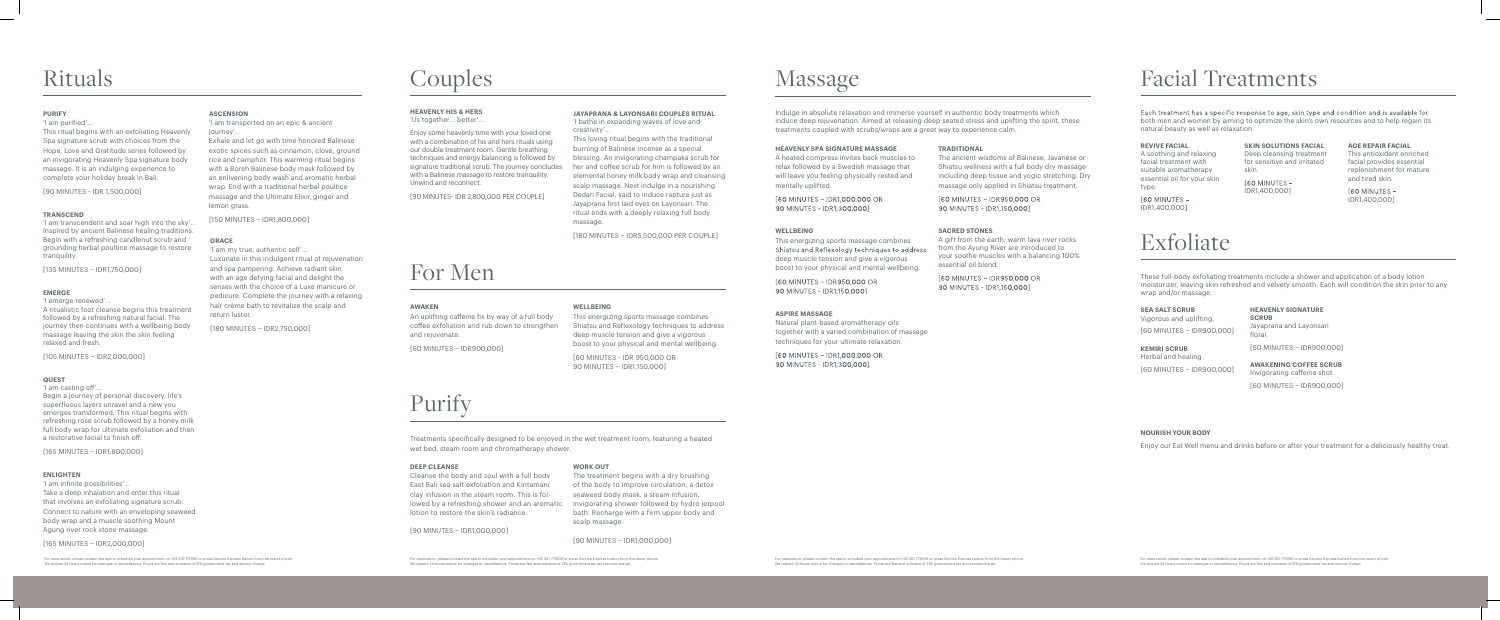# Rituals

### PURIFY

'I am purified'...

This ritual begins with an exfoliating Heavenly Spa signature scrub with choices from the Hope, Love and Gratitude series followed by an invigorating Heavenly Spa signature body massage. It is an indulging experience to complete your holiday break in Bali.

[90 MINUTES - IDR 1,500,000]

### TRANSCEND

'I am transcendent and soar high into the sky'... Inspired by ancient Balinese healing traditions. Begin with a refreshing candlenut scrub and grounding herbal poultice massage to restore tranquility.

[135 MINUTES – IDR1,750,000]

### EMERGE

'I emerge renewed'...

A ritualistic foot cleanse begins this treatment followed by a refreshing natural facial. The journey then continues with a wellbeing body massage leaving the skin the skin feeling relaxed and fresh.

[105 MINUTES – IDR2,000,000]

### QUEST

'I am casting off'...

Begin a journey of personal discovery, life's superfluous layers unravel and a new you emerges transformed. This ritual begins with refreshing rose scrub followed by a honey milk full body wrap for ultimate exfoliation and then a restorative facial to finish off.

[165 MINUTES – IDR1,800,000]

### ENLIGHTEN

'I am infinite possibilities'...

Take a deep inhalation and enter this ritual that involves an exfoliating signature scrub. Connect to nature with an enveloping seaweed body wrap and a muscle soothing Mount Agung river rock stone massage.

[165 MINUTES – IDR2,000,000]

### ASCENSION

'I am transported on an epic & ancient journey'...

Exhale and let go with time honored Balinese exotic spices such as cinnamon, clove, ground rice and camphor. This warming ritual begins with a Boreh Balinese body mask followed by an enlivening body wash and aromatic herbal wrap. End with a traditional herbal poultice massage and the Ultimate Elixir, ginger and lemon grass.

[150 MINUTES – IDR1,800,000]

### GRACE

'I am my true, authentic self'...

Luxuriate in this indulgent ritual of rejuvenation and spa pampering. Achieve radiant skin with an age defying facial and delight the senses with the choice of a Luxe manicure or pedicure. Complete the journey with a relaxing hair crème bath to revitalize the scalp and return luster.

[180 MINUTES – IDR2,750,000]

# Couples

### HEAVENLY HIS & HERS

'Us together... better'...

Enjoy some heavenly time with your loved one with a combination of his and hers rituals using our double treatment room. Gentle breathing techniques and energy balancing is followed by signature traditional scrub. The journey concludes with a Balinese massage to restore tranquility. Unwind and reconnect.

[90 MINUTES- IDR 2,800,000 PER COUPLE]

### JAYAPRANA & LAYONSARI COUPLES RITUAL

'I bathe in expanding waves of love and creativity'...

This loving ritual begins with the traditional burning of Balinese incense as a special blessing. An invigorating champaka scrub for her and coffee scrub for him is followed by an elemental honey milk body wrap and cleansing scalp massage. Next indulge in a nourishing Dedari Facial, said to induce rapture just as Jayaprana first laid eyes on Layonsari. The ritual ends with a deeply relaxing full body massage.

[180 MINUTES – IDR5,500,000 PER COUPLE]

# For Men

### AWAKEN

An uplifting caffeine fix by way of a full body coffee exfoliation and rub down to strengthen and rejuvenate.

[60 MINUTES – IDR900,000]

### WELLBEING

This energizing sports massage combines Shiatsu and Reflexology techniques to address deep muscle tension and give a vigorous boost to your physical and mental wellbeing.

[60 MINUTES – IDR 950,000 OR 90 MINUTES – IDR1,150,000]

# Purify

Treatments specifically designed to be enjoyed in the wet treatment room, featuring a heated wet bed, steam room and chromatherapy shower.

### DEEP CLEANSE

Cleanse the body and soul with a full body East Bali sea salt exfoliation and Kintamani clay infusion in the steam room. This is followed by a refreshing shower and an aromatic lotion to restore the skin's radiance.

[90 MINUTES – IDR1,000,000]

### WORK OUT

The treatment begins with a dry brushing of the body to improve circulation, a detox seaweed body mask, a steam infusion, invigorating shower followed by hydro jetpool bath. Recharge with a firm upper body and scalp massage.

[90 MINUTES – IDR1,000,000]

# Massage

Indulge in absolute relaxation and immerse yourself in authentic body treatments which induce deep rejuvenation. Aimed at releasing deep seated stress and uplifting the spirit, these treatments coupled with scrubs/wraps are a great way to experience calm.

### HEAVENLY SPA SIGNATURE MASSAGE

A heated compress invites back muscles to relax followed by a Swedish massage that will leave you feeling physically rested and mentally uplifted.

[60 MINUTES – IDR1,000,000 OR 90 MINUTES - IDR1,300,000]

### WELLBEING

This energizing sports massage combines Shiatsu and Reflexology techniques to address deep muscle tension and give a vigorous boost to your physical and mental wellbeing.

[60 MINUTES – IDR950,000 OR 90 MINUTES - IDR1,150,000]

### ASPIRE MASSAGE

Natural plant-based aromatherapy oils together with a varied combination of massage techniques for your ultimate relaxation.

[60 MINUTES – IDR1,000,000 OR 90 MINUTES - IDR1,300,000]

### TRADITIONAL

The ancient wisdoms of Balinese, Javanese or Shiatsu wellness with a full body dry massage including deep tissue and yogic stretching. Dry massage only applied in Shiatsu treatment.

[60 MINUTES – IDR950,000 OR 90 MINUTES - IDR1,150,000]

### SACRED STONES

A gift from the earth; warm lava river rocks from the Ayung River are introduced to your soothe muscles with a balancing 100% essential oil blend.

[60 MINUTES – IDR950,000 OR 90 MINUTES - IDR1,150,000]

# Facial Treatments

Each treatment has a specific response to age, skin type and condition and is available for both men and women by aiming to optimize the skin's own resources and to help regain its natural beauty as well as relaxation.

### REVIVE FACIAL

A soothing and relaxing facial treatment with suitable aromatherapy essential oil for your skin type.

[60 MINUTES – IDR1,400,000]

### SKIN SOLUTIONS FACIAL

Deep cleansing treatment for sensitive and irritated skin.

[60 MINUTES – IDR1,400,000]

### AGE REPAIR FACIAL

This antioxidant enriched facial provides essential replenishment for mature and tired skin.

[60 MINUTES – IDR1,400,000]

# Exfoliate

These full-body exfoliating treatments include a shower and application of a body lotion moisturizer, leaving skin refreshed and velvety smooth. Each will condition the skin prior to any wrap and/or massage.

### SEA SALT SCRUB

Vigorous and uplifting.

[60 MINUTES – IDR900,000]

### KEMIRI SCRUB

Herbal and healing.

[60 MINUTES – IDR900,000]

### HEAVENLY SIGNATURE SCRUB

Jayaprana and Layonsari floral.

[60 MINUTES – IDR900,000]

### AWAKENING COFFEE SCRUB

Invigorating caffeine shot.

[60 MINUTES – IDR900,000]

### NOURISH YOUR BODY

Enjoy our Eat Well menu and drinks before or after your treatment for a deliciously healthy treat.